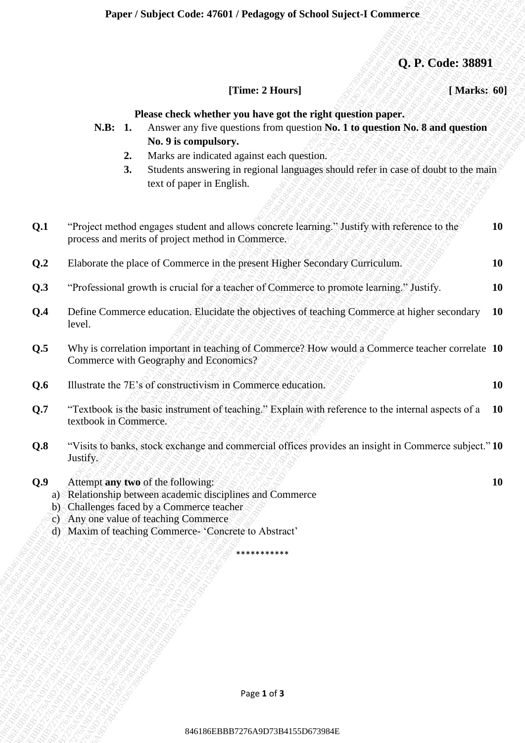Paper / Subject Code: 47601 / Pedagogy of School Suject-I Commerce

**Q. P. Code: 38891**

**[Time: 2 Hours]** **[ Marks: 60]**

**Please check whether you have got the right question paper.**

**N.B:**
1. Answer any five questions from question **No. 1 to question No. 8 and question No. 9 is compulsory.**
2. Marks are indicated against each question.
3. Students answering in regional languages should refer in case of doubt to the main text of paper in English.

| | | |
|---|---|---|
| **Q.1** | "Project method engages student and allows concrete learning." Justify with reference to the process and merits of project method in Commerce. | **10** |
| **Q.2** | Elaborate the place of Commerce in the present Higher Secondary Curriculum. | **10** |
| **Q.3** | "Professional growth is crucial for a teacher of Commerce to promote learning." Justify. | **10** |
| **Q.4** | Define Commerce education. Elucidate the objectives of teaching Commerce at higher secondary level. | **10** |
| **Q.5** | Why is correlation important in teaching of Commerce? How would a Commerce teacher correlate Commerce with Geography and Economics? | **10** |
| **Q.6** | Illustrate the 7E's of constructivism in Commerce education. | **10** |
| **Q.7** | "Textbook is the basic instrument of teaching." Explain with reference to the internal aspects of a textbook in Commerce. | **10** |
| **Q.8** | "Visits to banks, stock exchange and commercial offices provides an insight in Commerce subject." Justify. | **10** |
| **Q.9** | Attempt **any two** of the following: | **10** |

a) Relationship between academic disciplines and Commerce
b) Challenges faced by a Commerce teacher
c) Any one value of teaching Commerce
d) Maxim of teaching Commerce- 'Concrete to Abstract'

***********

846186EBBB7276A9D73B4155D673984E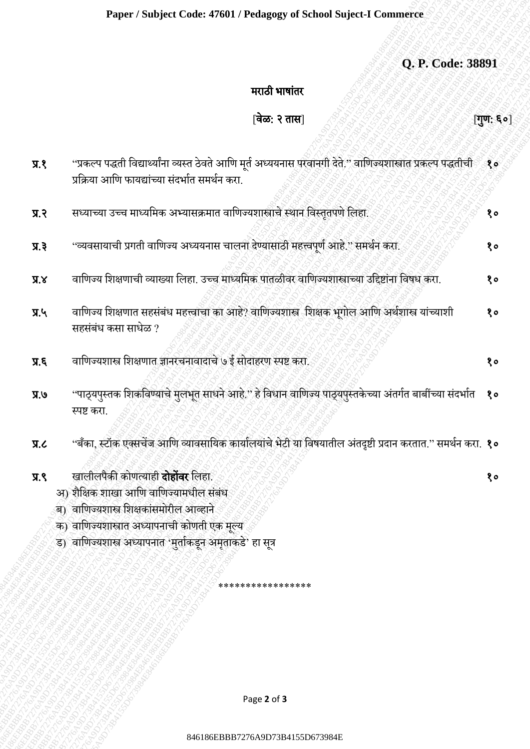Paper / Subject Code: 47601 / Pedagogy of School Suject-I Commerce

**Q. P. Code: 38891**

## मराठी भाषांतर

[**वेळ: २ तास**] [**गुण: ६०**]

**प्र.१** "प्रकल्प पद्धती विद्यार्थ्यांना व्यस्त ठेवते आणि मूर्त अध्ययनास परवानगी देते." वाणिज्यशास्त्रात प्रकल्प पद्धतीची प्रक्रिया आणि फायद्यांच्या संदर्भात समर्थन करा. **१०**

**प्र.२** सध्याच्या उच्च माध्यमिक अभ्यासक्रमात वाणिज्यशास्त्राचे स्थान विस्तृतपणे लिहा. **१०**

**प्र.३** "व्यवसायाची प्रगती वाणिज्य अध्ययनास चालना देण्यासाठी महत्त्वपूर्ण आहे." समर्थन करा. **१०**

**प्र.४** वाणिज्य शिक्षणाची व्याख्या लिहा. उच्च माध्यमिक पातळीवर वाणिज्यशास्त्राच्या उद्दिष्टांना विषध करा. **१०**

**प्र.५** वाणिज्य शिक्षणात सहसंबंध महत्त्वाचा का आहे? वाणिज्यशास्त्र शिक्षक भूगोल आणि अर्थशास्त्र यांच्याशी सहसंबंध कसा साधेळ ? **१०**

**प्र.६** वाणिज्यशास्त्र शिक्षणात ज्ञानरचनावादाचे ७ ई सोदाहरण स्पष्ट करा. **१०**

**प्र.७** "पाठ्यपुस्तक शिकविण्याचे मुलभूत साधने आहे." हे विधान वाणिज्य पाठ्यपुस्तकेच्या अंतर्गत बाबींच्या संदर्भात स्पष्ट करा. **१०**

**प्र.८** "बँका, स्टॉक एक्सचेंज आणि व्यावसायिक कार्यालयांचे भेटी या विषयातील अंतदृष्टी प्रदान करतात." समर्थन करा. **१०**

**प्र.९** खालीलपैकी कोणत्याही **दोहोंवर** लिहा. **१०**

अ) शैक्षिक शाखा आणि वाणिज्यामधील संबंध

ब) वाणिज्यशास्त्र शिक्षकांसमोरील आव्हाने

क) वाणिज्यशास्त्रात अध्यापनाची कोणती एक मूल्य

ड) वाणिज्यशास्त्र अध्यापनात 'मुर्ताकडून अमृताकडे' हा सूत्र

\*\*\*\*\*\*\*\*\*\*\*\*\*\*\*\*\*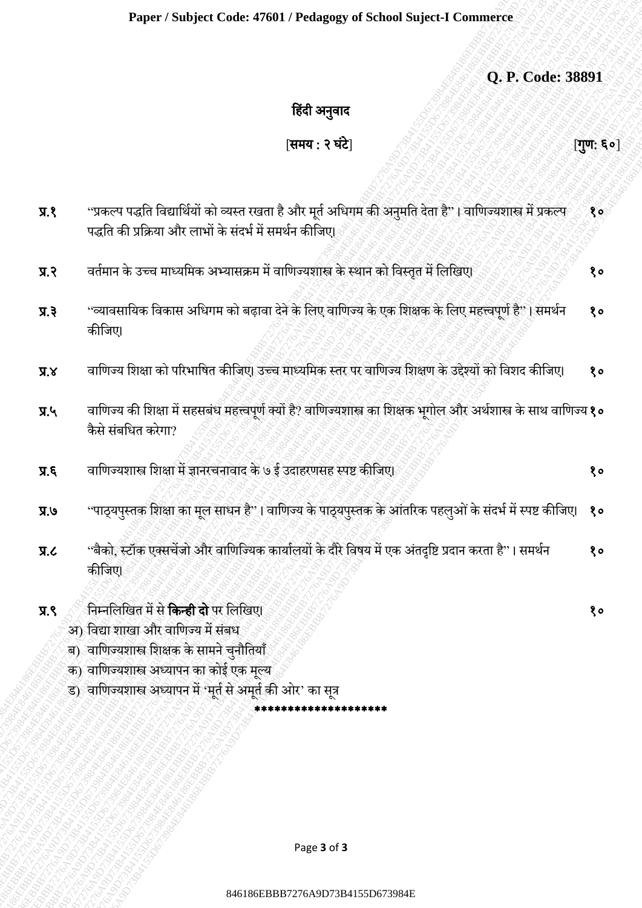Paper / Subject Code: 47601 / Pedagogy of School Suject-I Commerce

**Q. P. Code: 38891**

## हिंदी अनुवाद

**[समय : २ घंटे]** **[गुण: ६०]**

**प्र.१** "प्रकल्प पद्धति विद्यार्थियों को व्यस्त रखता है और मूर्त अधिगम की अनुमति देता है"। वाणिज्यशास्त्र में प्रकल्प पद्धति की प्रक्रिया और लाभों के संदर्भ में समर्थन कीजिए। **१०**

**प्र.२** वर्तमान के उच्च माध्यमिक अभ्यासक्रम में वाणिज्यशास्त्र के स्थान को विस्तृत में लिखिए। **१०**

**प्र.३** "व्यावसायिक विकास अधिगम को बढ़ावा देने के लिए वाणिज्य के एक शिक्षक के लिए महत्त्वपूर्ण है"। समर्थन कीजिए। **१०**

**प्र.४** वाणिज्य शिक्षा को परिभाषित कीजिए। उच्च माध्यमिक स्तर पर वाणिज्य शिक्षण के उद्देश्यों को विशद कीजिए। **१०**

**प्र.५** वाणिज्य की शिक्षा में सहसबंध महत्त्वपूर्ण क्यों है? वाणिज्यशास्त्र का शिक्षक भूगोल और अर्थशास्त्र के साथ वाणिज्य कैसे संबधित करेगा? **१०**

**प्र.६** वाणिज्यशास्त्र शिक्षा में ज्ञानरचनावाद के ७ ई उदाहरणसह स्पष्ट कीजिए। **१०**

**प्र.७** "पाठ्यपुस्तक शिक्षा का मूल साधन है"। वाणिज्य के पाठ्यपुस्तक के आंतरिक पहलुओं के संदर्भ में स्पष्ट कीजिए। **१०**

**प्र.८** "बैको, स्टॉक एक्सचेंजो और वाणिज्यिक कार्यालयों के दौरे विषय में एक अंतदृष्टि प्रदान करता है"। समर्थन कीजिए। **१०**

**प्र.९** निम्नलिखित में से **किन्ही दो** पर लिखिए। **१०**

अ) विद्या शाखा और वाणिज्य में संबध

ब) वाणिज्यशास्त्र शिक्षक के सामने चुनौतियाँ

क) वाणिज्यशास्त्र अध्यापन का कोई एक मूल्य

ड) वाणिज्यशास्त्र अध्यापन में 'मूर्त से अमूर्त की ओर' का सूत्र

*******************